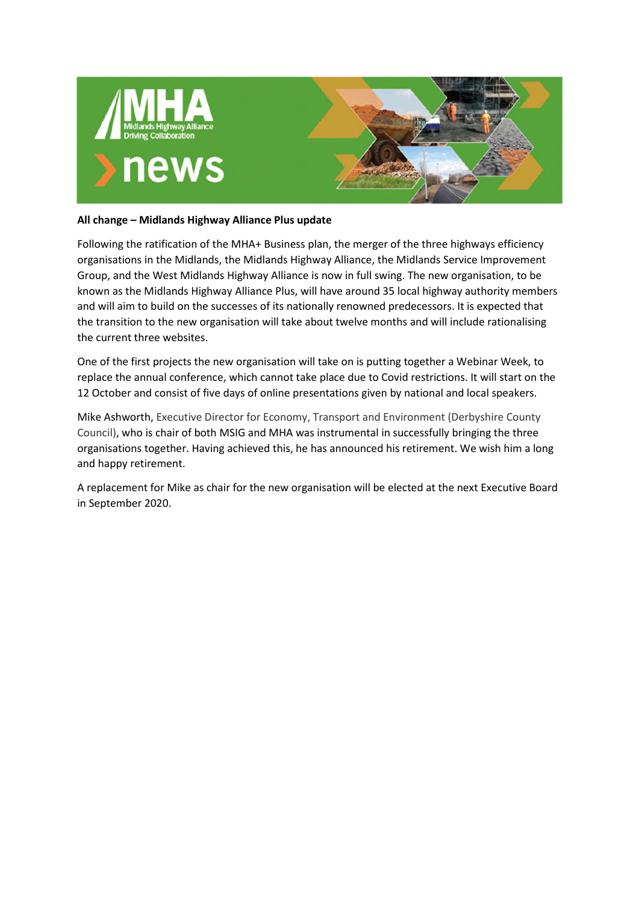**All change – Midlands Highway Alliance Plus update**

Following the ratification of the MHA+ Business plan, the merger of the three highways efficiency organisations in the Midlands, the Midlands Highway Alliance, the Midlands Service Improvement Group, and the West Midlands Highway Alliance is now in full swing. The new organisation, to be known as the Midlands Highway Alliance Plus, will have around 35 local highway authority members and will aim to build on the successes of its nationally renowned predecessors. It is expected that the transition to the new organisation will take about twelve months and will include rationalising the current three websites.

One of the first projects the new organisation will take on is putting together a Webinar Week, to replace the annual conference, which cannot take place due to Covid restrictions. It will start on the 12 October and consist of five days of online presentations given by national and local speakers.

Mike Ashworth, Executive Director for Economy, Transport and Environment (Derbyshire County Council), who is chair of both MSIG and MHA was instrumental in successfully bringing the three organisations together. Having achieved this, he has announced his retirement. We wish him a long and happy retirement.

A replacement for Mike as chair for the new organisation will be elected at the next Executive Board in September 2020.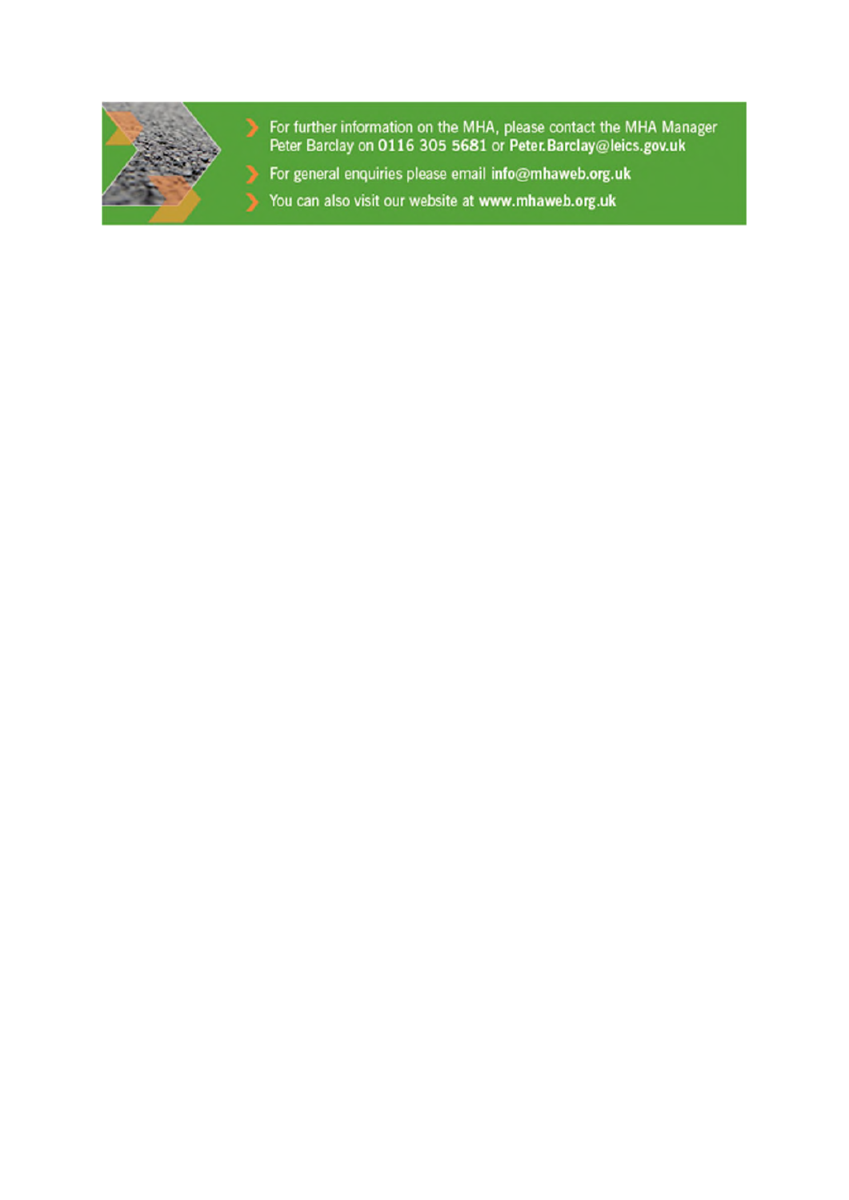- For further information on the MHA, please contact the MHA Manager Peter Barclay on **0116 305 5681** or **Peter.Barclay@leics.gov.uk**
- For general enquiries please email **info@mhaweb.org.uk**
- You can also visit our website at **www.mhaweb.org.uk**